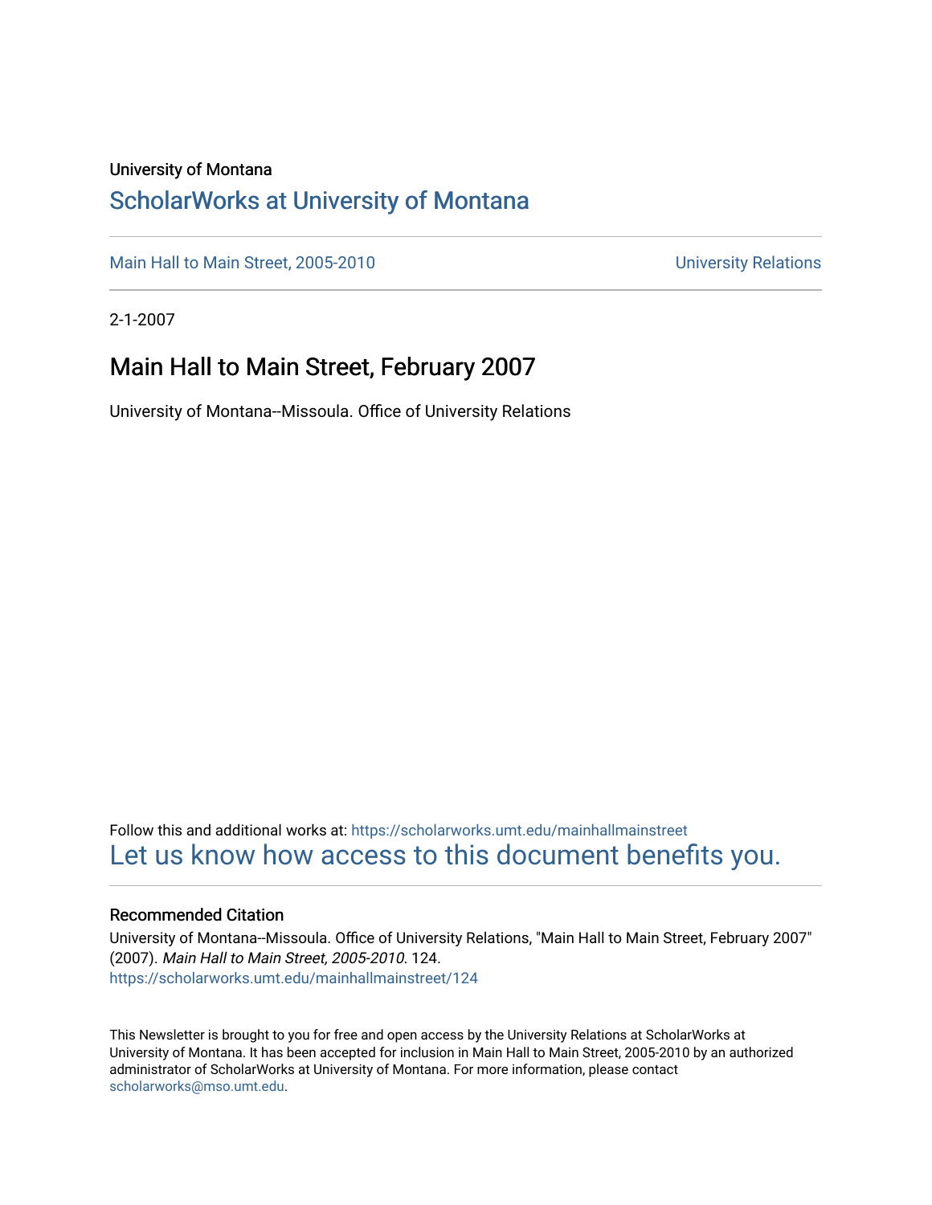University of Montana

# ScholarWorks at University of Montana

Main Hall to Main Street, 2005-2010 | University Relations

2-1-2007

## Main Hall to Main Street, February 2007

University of Montana--Missoula. Office of University Relations

Follow this and additional works at: https://scholarworks.umt.edu/mainhallmainstreet

Let us know how access to this document benefits you.

### Recommended Citation

University of Montana--Missoula. Office of University Relations, "Main Hall to Main Street, February 2007" (2007). *Main Hall to Main Street, 2005-2010*. 124.
https://scholarworks.umt.edu/mainhallmainstreet/124

This Newsletter is brought to you for free and open access by the University Relations at ScholarWorks at University of Montana. It has been accepted for inclusion in Main Hall to Main Street, 2005-2010 by an authorized administrator of ScholarWorks at University of Montana. For more information, please contact scholarworks@mso.umt.edu.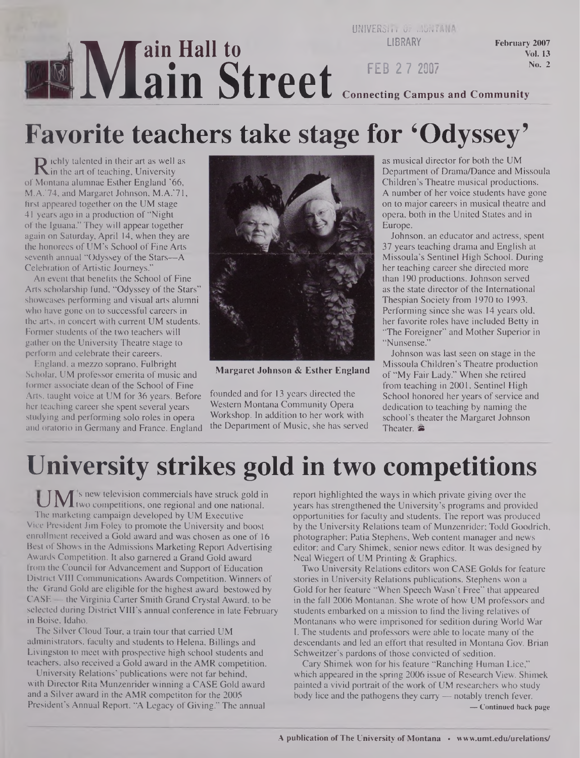# Main Hall to Main Street

Connecting Campus and Community

## Favorite teachers take stage for 'Odyssey'

Richly talented in their art as well as in the art of teaching, University of Montana alumnae Esther England '66, M.A.'74, and Margaret Johnson, M.A.'71, first appeared together on the UM stage 41 years ago in a production of "Night of the Iguana." They will appear together again on Saturday, April 14, when they are the honorees of UM's School of Fine Arts seventh annual "Odyssey of the Stars—A Celebration of Artistic Journeys."

An event that benefits the School of Fine Arts scholarship fund, "Odyssey of the Stars" showcases performing and visual arts alumni who have gone on to successful careers in the arts, in concert with current UM students. Former students of the two teachers will gather on the University Theatre stage to perform and celebrate their careers.

England, a mezzo soprano, Fulbright Scholar, UM professor emerita of music and former associate dean of the School of Fine Arts, taught voice at UM for 36 years. Before her teaching career she spent several years studying and performing solo roles in opera and oratorio in Germany and France. England founded and for 13 years directed the Western Montana Community Opera Workshop. In addition to her work with the Department of Music, she has served as musical director for both the UM Department of Drama/Dance and Missoula Children's Theatre musical productions. A number of her voice students have gone on to major careers in musical theatre and opera, both in the United States and in Europe.

Margaret Johnson & Esther England

Johnson, an educator and actress, spent 37 years teaching drama and English at Missoula's Sentinel High School. During her teaching career she directed more than 190 productions. Johnson served as the state director of the International Thespian Society from 1970 to 1993. Performing since she was 14 years old, her favorite roles have included Betty in "The Foreigner" and Mother Superior in "Nunsense."

Johnson was last seen on stage in the Missoula Children's Theatre production of "My Fair Lady." When she retired from teaching in 2001, Sentinel High School honored her years of service and dedication to teaching by naming the school's theater the Margaret Johnson Theater.

## University strikes gold in two competitions

UM's new television commercials have struck gold in two competitions, one regional and one national. The marketing campaign developed by UM Executive Vice President Jim Foley to promote the University and boost enrollment received a Gold award and was chosen as one of 16 Best of Shows in the Admissions Marketing Report Advertising Awards Competition. It also garnered a Grand Gold award from the Council for Advancement and Support of Education District VIII Communications Awards Competition. Winners of the Grand Gold are eligible for the highest award bestowed by CASE — the Virginia Carter Smith Grand Crystal Award, to be selected during District VIII's annual conference in late February in Boise, Idaho.

The Silver Cloud Tour, a train tour that carried UM administrators, faculty and students to Helena, Billings and Livingston to meet with prospective high school students and teachers, also received a Gold award in the AMR competition.

University Relations' publications were not far behind, with Director Rita Munzenrider winning a CASE Gold award and a Silver award in the AMR competiton for the 2005 President's Annual Report, "A Legacy of Giving." The annual report highlighted the ways in which private giving over the years has strengthened the University's programs and provided opportunities for faculty and students. The report was produced by the University Relations team of Munzenrider; Todd Goodrich, photographer; Patia Stephens, Web content manager and news editor; and Cary Shimek, senior news editor. It was designed by Neal Wiegert of UM Printing & Graphics.

Two University Relations editors won CASE Golds for feature stories in University Relations publications. Stephens won a Gold for her feature "When Speech Wasn't Free" that appeared in the fall 2006 Montanan. She wrote of how UM professors and students embarked on a mission to find the living relatives of Montanans who were imprisoned for sedition during World War I. The students and professors were able to locate many of the descendants and led an effort that resulted in Montana Gov. Brian Schweitzer's pardons of those convicted of sedition.

Cary Shimek won for his feature "Ranching Human Lice," which appeared in the spring 2006 issue of Research View. Shimek painted a vivid portrait of the work of UM researchers who study body lice and the pathogens they carry — notably trench fever.

— Continued back page

A publication of The University of Montana • www.umt.edu/urelations/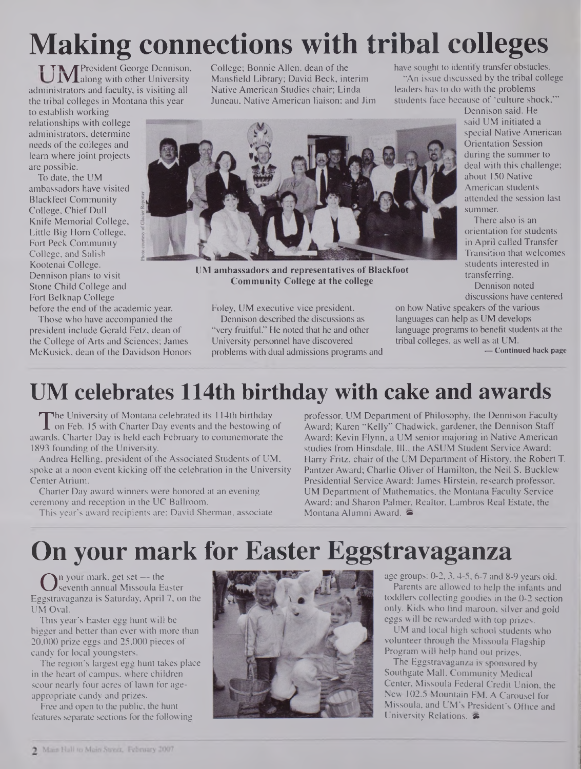# Making connections with tribal colleges

UM President George Dennison, along with other University administrators and faculty, is visiting all the tribal colleges in Montana this year to establish working relationships with college administrators, determine needs of the colleges and learn where joint projects are possible.

To date, the UM ambassadors have visited Blackfeet Community College, Chief Dull Knife Memorial College, Little Big Horn College, Fort Peck Community College, and Salish Kootenai College. Dennison plans to visit Stone Child College and Fort Belknap College before the end of the academic year.

Those who have accompanied the president include Gerald Fetz, dean of the College of Arts and Sciences; James McKusick, dean of the Davidson Honors College; Bonnie Allen, dean of the Mansfield Library; David Beck, interim Native American Studies chair; Linda Juneau, Native American liaison; and Jim Foley, UM executive vice president.

UM ambassadors and representatives of Blackfoot Community College at the college

Dennison described the discussions as "very fruitful." He noted that he and other University personnel have discovered problems with dual admissions programs and have sought to identify transfer obstacles.

"An issue discussed by the tribal college leaders has to do with the problems students face because of 'culture shock,'" Dennison said. He said UM initiated a special Native American Orientation Session during the summer to deal with this challenge; about 150 Native American students attended the session last summer.

There also is an orientation for students in April called Transfer Transition that welcomes students interested in transferring.

Dennison noted discussions have centered on how Native speakers of the various languages can help as UM develops language programs to benefit students at the tribal colleges, as well as at UM.

— Continued back page

# UM celebrates 114th birthday with cake and awards

The University of Montana celebrated its 114th birthday on Feb. 15 with Charter Day events and the bestowing of awards. Charter Day is held each February to commemorate the 1893 founding of the University.

Andrea Helling, president of the Associated Students of UM, spoke at a noon event kicking off the celebration in the University Center Atrium.

Charter Day award winners were honored at an evening ceremony and reception in the UC Ballroom.

This year's award recipients are: David Sherman, associate professor, UM Department of Philosophy, the Dennison Faculty Award; Karen "Kelly" Chadwick, gardener, the Dennison Staff Award; Kevin Flynn, a UM senior majoring in Native American studies from Hinsdale, Ill., the ASUM Student Service Award; Harry Fritz, chair of the UM Department of History, the Robert T. Pantzer Award; Charlie Oliver of Hamilton, the Neil S. Bucklew Presidential Service Award; James Hirstein, research professor, UM Department of Mathematics, the Montana Faculty Service Award; and Sharon Palmer, Realtor, Lambros Real Estate, the Montana Alumni Award.

# On your mark for Easter Eggstravaganza

On your mark, get set — the seventh annual Missoula Easter Eggstravaganza is Saturday, April 7, on the UM Oval.

This year's Easter egg hunt will be bigger and better than ever with more than 20,000 prize eggs and 25,000 pieces of candy for local youngsters.

The region's largest egg hunt takes place in the heart of campus, where children scour nearly four acres of lawn for age-appropriate candy and prizes.

Free and open to the public, the hunt features separate sections for the following age groups: 0-2, 3, 4-5, 6-7 and 8-9 years old.

Parents are allowed to help the infants and toddlers collecting goodies in the 0-2 section only. Kids who find maroon, silver and gold eggs will be rewarded with top prizes.

UM and local high school students who volunteer through the Missoula Flagship Program will help hand out prizes.

The Eggstravaganza is sponsored by Southgate Mall, Community Medical Center, Missoula Federal Credit Union, the New 102.5 Mountain FM, A Carousel for Missoula, and UM's President's Office and University Relations.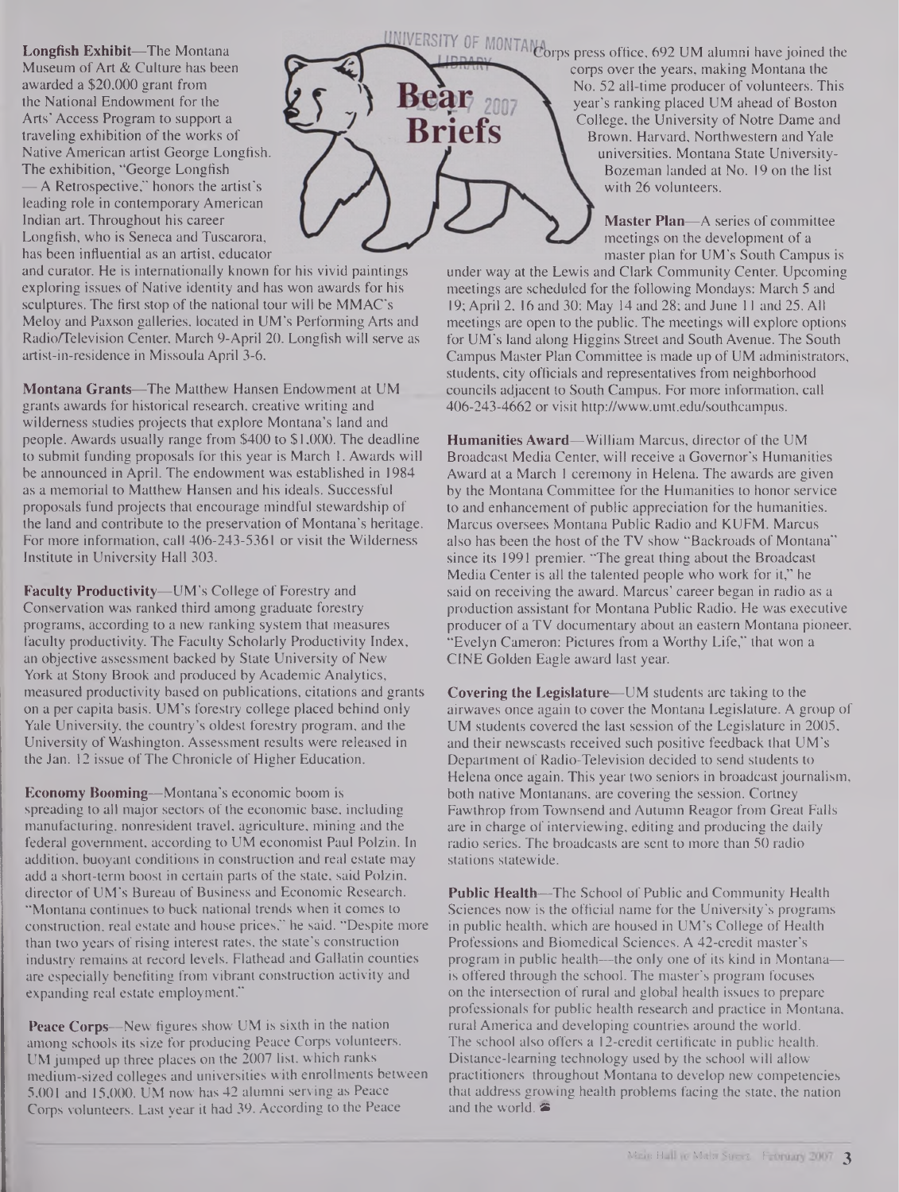# Bear Briefs

**Longfish Exhibit**—The Montana Museum of Art & Culture has been awarded a $20,000 grant from the National Endowment for the Arts' Access Program to support a traveling exhibition of the works of Native American artist George Longfish. The exhibition, "George Longfish — A Retrospective," honors the artist's leading role in contemporary American Indian art. Throughout his career Longfish, who is Seneca and Tuscarora, has been influential as an artist, educator and curator. He is internationally known for his vivid paintings exploring issues of Native identity and has won awards for his sculptures. The first stop of the national tour will be MMAC's Meloy and Paxson galleries, located in UM's Performing Arts and Radio/Television Center, March 9-April 20. Longfish will serve as artist-in-residence in Missoula April 3-6.

**Montana Grants**—The Matthew Hansen Endowment at UM grants awards for historical research, creative writing and wilderness studies projects that explore Montana's land and people. Awards usually range from $400 to $1,000. The deadline to submit funding proposals for this year is March 1. Awards will be announced in April. The endowment was established in 1984 as a memorial to Matthew Hansen and his ideals. Successful proposals fund projects that encourage mindful stewardship of the land and contribute to the preservation of Montana's heritage. For more information, call 406-243-5361 or visit the Wilderness Institute in University Hall 303.

**Faculty Productivity**—UM's College of Forestry and Conservation was ranked third among graduate forestry programs, according to a new ranking system that measures faculty productivity. The Faculty Scholarly Productivity Index, an objective assessment backed by State University of New York at Stony Brook and produced by Academic Analytics, measured productivity based on publications, citations and grants on a per capita basis. UM's forestry college placed behind only Yale University, the country's oldest forestry program, and the University of Washington. Assessment results were released in the Jan. 12 issue of The Chronicle of Higher Education.

**Economy Booming**—Montana's economic boom is spreading to all major sectors of the economic base, including manufacturing, nonresident travel, agriculture, mining and the federal government, according to UM economist Paul Polzin. In addition, buoyant conditions in construction and real estate may add a short-term boost in certain parts of the state, said Polzin, director of UM's Bureau of Business and Economic Research. "Montana continues to buck national trends when it comes to construction, real estate and house prices," he said. "Despite more than two years of rising interest rates, the state's construction industry remains at record levels. Flathead and Gallatin counties are especially benefiting from vibrant construction activity and expanding real estate employment."

**Peace Corps**—New figures show UM is sixth in the nation among schools its size for producing Peace Corps volunteers. UM jumped up three places on the 2007 list, which ranks medium-sized colleges and universities with enrollments between 5,001 and 15,000. UM now has 42 alumni serving as Peace Corps volunteers. Last year it had 39. According to the Peace Corps press office, 692 UM alumni have joined the corps over the years, making Montana the No. 52 all-time producer of volunteers. This year's ranking placed UM ahead of Boston College, the University of Notre Dame and Brown, Harvard, Northwestern and Yale universities. Montana State University-Bozeman landed at No. 19 on the list with 26 volunteers.

**Master Plan**—A series of committee meetings on the development of a master plan for UM's South Campus is under way at the Lewis and Clark Community Center. Upcoming meetings are scheduled for the following Mondays: March 5 and 19; April 2, 16 and 30; May 14 and 28; and June 11 and 25. All meetings are open to the public. The meetings will explore options for UM's land along Higgins Street and South Avenue. The South Campus Master Plan Committee is made up of UM administrators, students, city officials and representatives from neighborhood councils adjacent to South Campus. For more information, call 406-243-4662 or visit http://www.umt.edu/southcampus.

**Humanities Award**—William Marcus, director of the UM Broadcast Media Center, will receive a Governor's Humanities Award at a March 1 ceremony in Helena. The awards are given by the Montana Committee for the Humanities to honor service to and enhancement of public appreciation for the humanities. Marcus oversees Montana Public Radio and KUFM. Marcus also has been the host of the TV show "Backroads of Montana" since its 1991 premier. "The great thing about the Broadcast Media Center is all the talented people who work for it," he said on receiving the award. Marcus' career began in radio as a production assistant for Montana Public Radio. He was executive producer of a TV documentary about an eastern Montana pioneer, "Evelyn Cameron: Pictures from a Worthy Life," that won a CINE Golden Eagle award last year.

**Covering the Legislature**—UM students are taking to the airwaves once again to cover the Montana Legislature. A group of UM students covered the last session of the Legislature in 2005, and their newscasts received such positive feedback that UM's Department of Radio-Television decided to send students to Helena once again. This year two seniors in broadcast journalism, both native Montanans, are covering the session. Cortney Fawthrop from Townsend and Autumn Reagor from Great Falls are in charge of interviewing, editing and producing the daily radio series. The broadcasts are sent to more than 50 radio stations statewide.

**Public Health**—The School of Public and Community Health Sciences now is the official name for the University's programs in public health, which are housed in UM's College of Health Professions and Biomedical Sciences. A 42-credit master's program in public health—the only one of its kind in Montana—is offered through the school. The master's program focuses on the intersection of rural and global health issues to prepare professionals for public health research and practice in Montana, rural America and developing countries around the world. The school also offers a 12-credit certificate in public health. Distance-learning technology used by the school will allow practitioners throughout Montana to develop new competencies that address growing health problems facing the state, the nation and the world.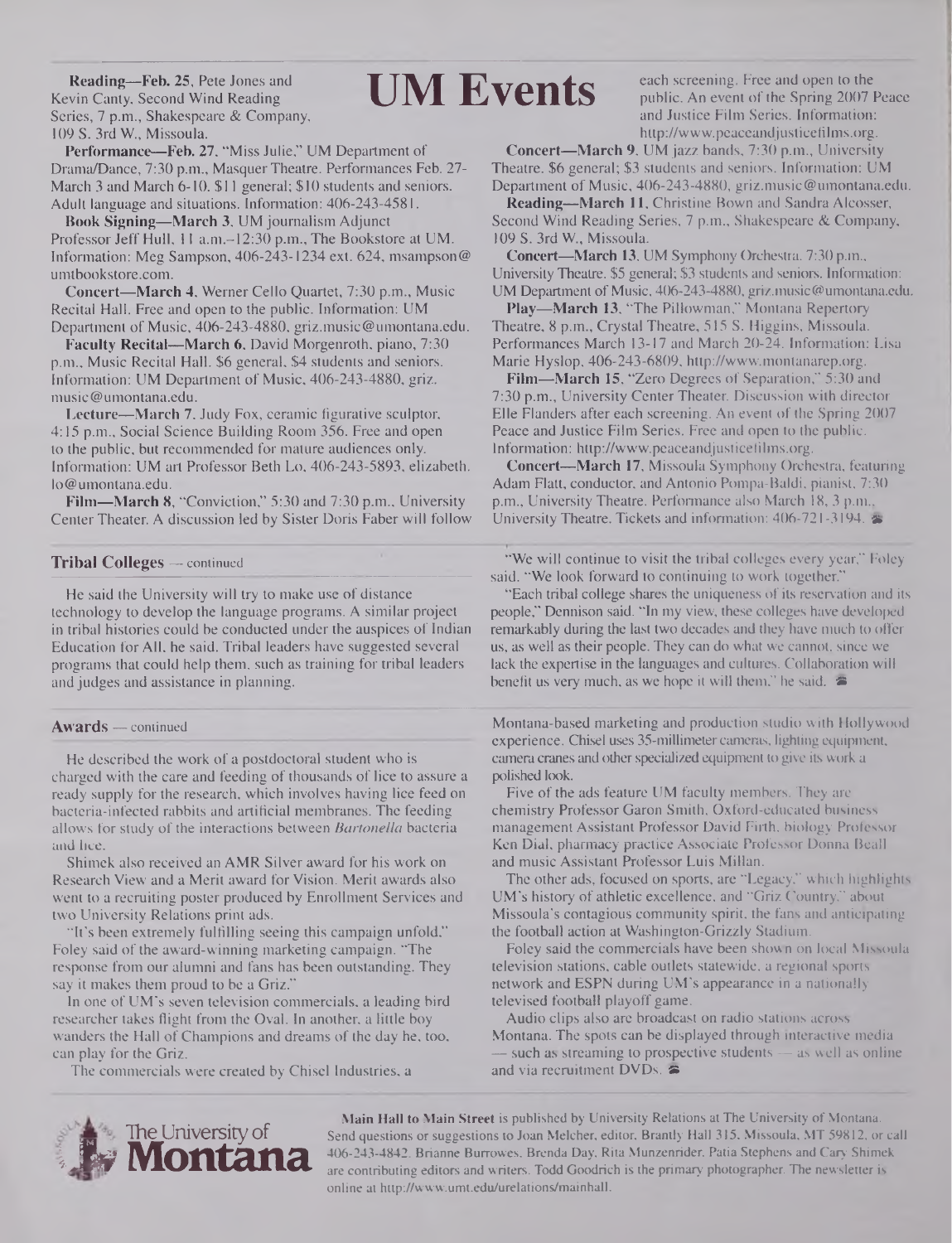# UM Events

**Reading—Feb. 25**, Pete Jones and Kevin Canty, Second Wind Reading Series, 7 p.m., Shakespeare & Company, 109 S. 3rd W., Missoula.

**Performance—Feb. 27**, "Miss Julie," UM Department of Drama/Dance, 7:30 p.m., Masquer Theatre. Performances Feb. 27-March 3 and March 6-10. $11 general; $10 students and seniors. Adult language and situations. Information: 406-243-4581.

**Book Signing—March 3**, UM journalism Adjunct Professor Jeff Hull, 11 a.m.–12:30 p.m., The Bookstore at UM. Information: Meg Sampson, 406-243-1234 ext. 624, msampson@umtbookstore.com.

**Concert—March 4**, Werner Cello Quartet, 7:30 p.m., Music Recital Hall. Free and open to the public. Information: UM Department of Music, 406-243-4880, griz.music@umontana.edu.

**Faculty Recital—March 6**, David Morgenroth, piano, 7:30 p.m., Music Recital Hall. $6 general, $4 students and seniors. Information: UM Department of Music, 406-243-4880, griz.music@umontana.edu.

**Lecture—March 7**, Judy Fox, ceramic figurative sculptor, 4:15 p.m., Social Science Building Room 356. Free and open to the public, but recommended for mature audiences only. Information: UM art Professor Beth Lo, 406-243-5893, elizabeth.lo@umontana.edu.

**Film—March 8**, "Conviction," 5:30 and 7:30 p.m., University Center Theater. A discussion led by Sister Doris Faber will follow each screening. Free and open to the public. An event of the Spring 2007 Peace and Justice Film Series. Information: http://www.peaceandjusticefilms.org.

**Concert—March 9**, UM jazz bands, 7:30 p.m., University Theatre. $6 general; $3 students and seniors. Information: UM Department of Music, 406-243-4880, griz.music@umontana.edu.

**Reading—March 11**, Christine Bown and Sandra Alcosser, Second Wind Reading Series, 7 p.m., Shakespeare & Company, 109 S. 3rd W., Missoula.

**Concert—March 13**, UM Symphony Orchestra, 7:30 p.m., University Theatre. $5 general; $3 students and seniors. Information: UM Department of Music, 406-243-4880, griz.music@umontana.edu.

**Play—March 13**, "The Pillowman," Montana Repertory Theatre, 8 p.m., Crystal Theatre, 515 S. Higgins, Missoula. Performances March 13-17 and March 20-24. Information: Lisa Marie Hyslop, 406-243-6809, http://www.montanarep.org.

**Film—March 15**, "Zero Degrees of Separation," 5:30 and 7:30 p.m., University Center Theater. Discussion with director Elle Flanders after each screening. An event of the Spring 2007 Peace and Justice Film Series. Free and open to the public. Information: http://www.peaceandjusticefilms.org.

**Concert—March 17**, Missoula Symphony Orchestra, featuring Adam Flatt, conductor, and Antonio Pompa-Baldi, pianist, 7:30 p.m., University Theatre. Performance also March 18, 3 p.m., University Theatre. Tickets and information: 406-721-3194.

### Tribal Colleges — continued

He said the University will try to make use of distance technology to develop the language programs. A similar project in tribal histories could be conducted under the auspices of Indian Education for All, he said. Tribal leaders have suggested several programs that could help them, such as training for tribal leaders and judges and assistance in planning.

"We will continue to visit the tribal colleges every year," Foley said. "We look forward to continuing to work together."

"Each tribal college shares the uniqueness of its reservation and its people," Dennison said. "In my view, these colleges have developed remarkably during the last two decades and they have much to offer us, as well as their people. They can do what we cannot, since we lack the expertise in the languages and cultures. Collaboration will benefit us very much, as we hope it will them," he said.

### Awards — continued

He described the work of a postdoctoral student who is charged with the care and feeding of thousands of lice to assure a ready supply for the research, which involves having lice feed on bacteria-infected rabbits and artificial membranes. The feeding allows for study of the interactions between *Bartonella* bacteria and lice.

Shimek also received an AMR Silver award for his work on Research View and a Merit award for Vision. Merit awards also went to a recruiting poster produced by Enrollment Services and two University Relations print ads.

"It's been extremely fulfilling seeing this campaign unfold," Foley said of the award-winning marketing campaign. "The response from our alumni and fans has been outstanding. They say it makes them proud to be a Griz."

In one of UM's seven television commercials, a leading bird researcher takes flight from the Oval. In another, a little boy wanders the Hall of Champions and dreams of the day he, too, can play for the Griz.

The commercials were created by Chisel Industries, a Montana-based marketing and production studio with Hollywood experience. Chisel uses 35-millimeter cameras, lighting equipment, camera cranes and other specialized equipment to give its work a polished look.

Five of the ads feature UM faculty members. They are chemistry Professor Garon Smith, Oxford-educated business management Assistant Professor David Firth, biology Professor Ken Dial, pharmacy practice Associate Professor Donna Beall and music Assistant Professor Luis Millan.

The other ads, focused on sports, are "Legacy," which highlights UM's history of athletic excellence, and "Griz Country," about Missoula's contagious community spirit, the fans and anticipating the football action at Washington-Grizzly Stadium.

Foley said the commercials have been shown on local Missoula television stations, cable outlets statewide, a regional sports network and ESPN during UM's appearance in a nationally televised football playoff game.

Audio clips also are broadcast on radio stations across Montana. The spots can be displayed through interactive media — such as streaming to prospective students — as well as online and via recruitment DVDs.

The University of Montana

**Main Hall to Main Street** is published by University Relations at The University of Montana. Send questions or suggestions to Joan Melcher, editor, Brantly Hall 315, Missoula, MT 59812, or call 406-243-4842. Brianne Burrowes, Brenda Day, Rita Munzenrider, Patia Stephens and Cary Shimek are contributing editors and writers. Todd Goodrich is the primary photographer. The newsletter is online at http://www.umt.edu/urelations/mainhall.